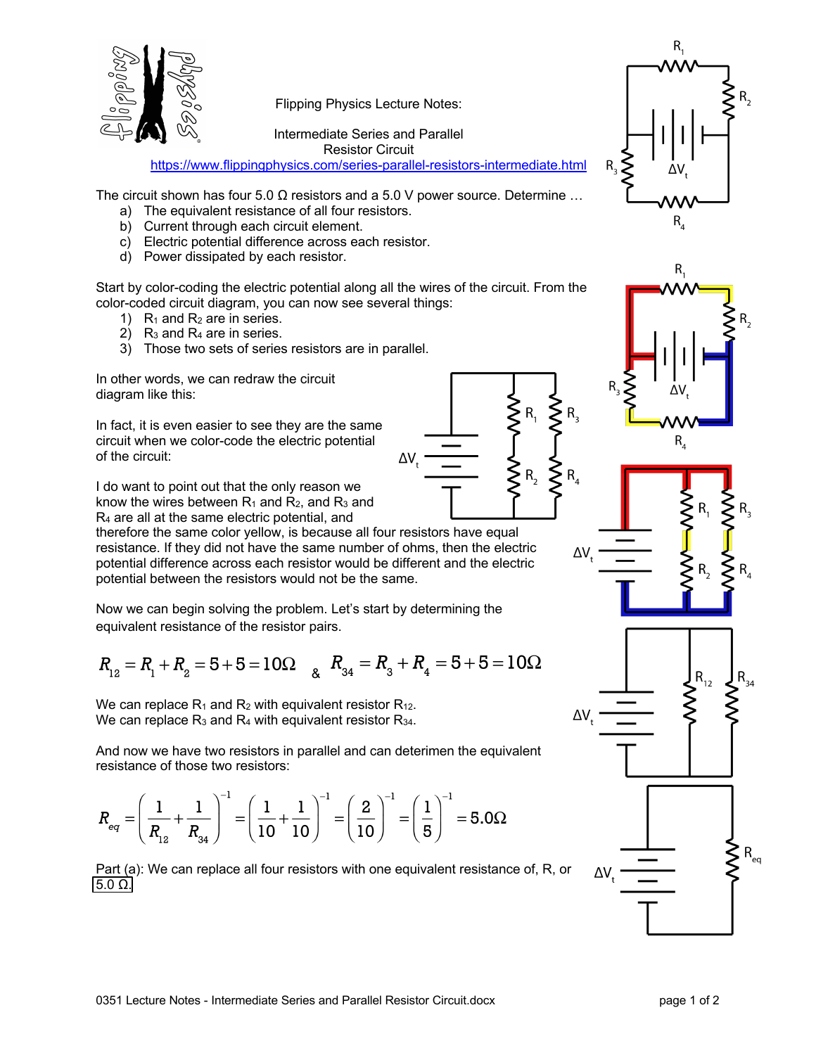Flipping Physics Lecture Notes:

Intermediate Series and Parallel Resistor Circuit

https://www.flippingphysics.com/series-parallel-resistors-intermediate.html

The circuit shown has four 5.0 Ω resistors and a 5.0 V power source. Determine …

a) The equivalent resistance of all four resistors.
b) Current through each circuit element.
c) Electric potential difference across each resistor.
d) Power dissipated by each resistor.

Start by color-coding the electric potential along all the wires of the circuit. From the color-coded circuit diagram, you can now see several things:

1) $R_1$ and $R_2$ are in series.
2) $R_3$ and $R_4$ are in series.
3) Those two sets of series resistors are in parallel.

In other words, we can redraw the circuit diagram like this:

In fact, it is even easier to see they are the same circuit when we color-code the electric potential of the circuit:

I do want to point out that the only reason we know the wires between $R_1$ and $R_2$, and $R_3$ and $R_4$ are all at the same electric potential, and therefore the same color yellow, is because all four resistors have equal resistance. If they did not have the same number of ohms, then the electric potential difference across each resistor would be different and the electric potential between the resistors would not be the same.

Now we can begin solving the problem. Let's start by determining the equivalent resistance of the resistor pairs.

$$R_{12} = R_1 + R_2 = 5 + 5 = 10\Omega \quad \& \quad R_{34} = R_3 + R_4 = 5 + 5 = 10\Omega$$

We can replace $R_1$ and $R_2$ with equivalent resistor $R_{12}$.
We can replace $R_3$ and $R_4$ with equivalent resistor $R_{34}$.

And now we have two resistors in parallel and can deterimen the equivalent resistance of those two resistors:

$$R_{eq} = \left(\frac{1}{R_{12}} + \frac{1}{R_{34}}\right)^{-1} = \left(\frac{1}{10} + \frac{1}{10}\right)^{-1} = \left(\frac{2}{10}\right)^{-1} = \left(\frac{1}{5}\right)^{-1} = 5.0\Omega$$

Part (a): We can replace all four resistors with one equivalent resistance of, R, or **5.0 Ω.**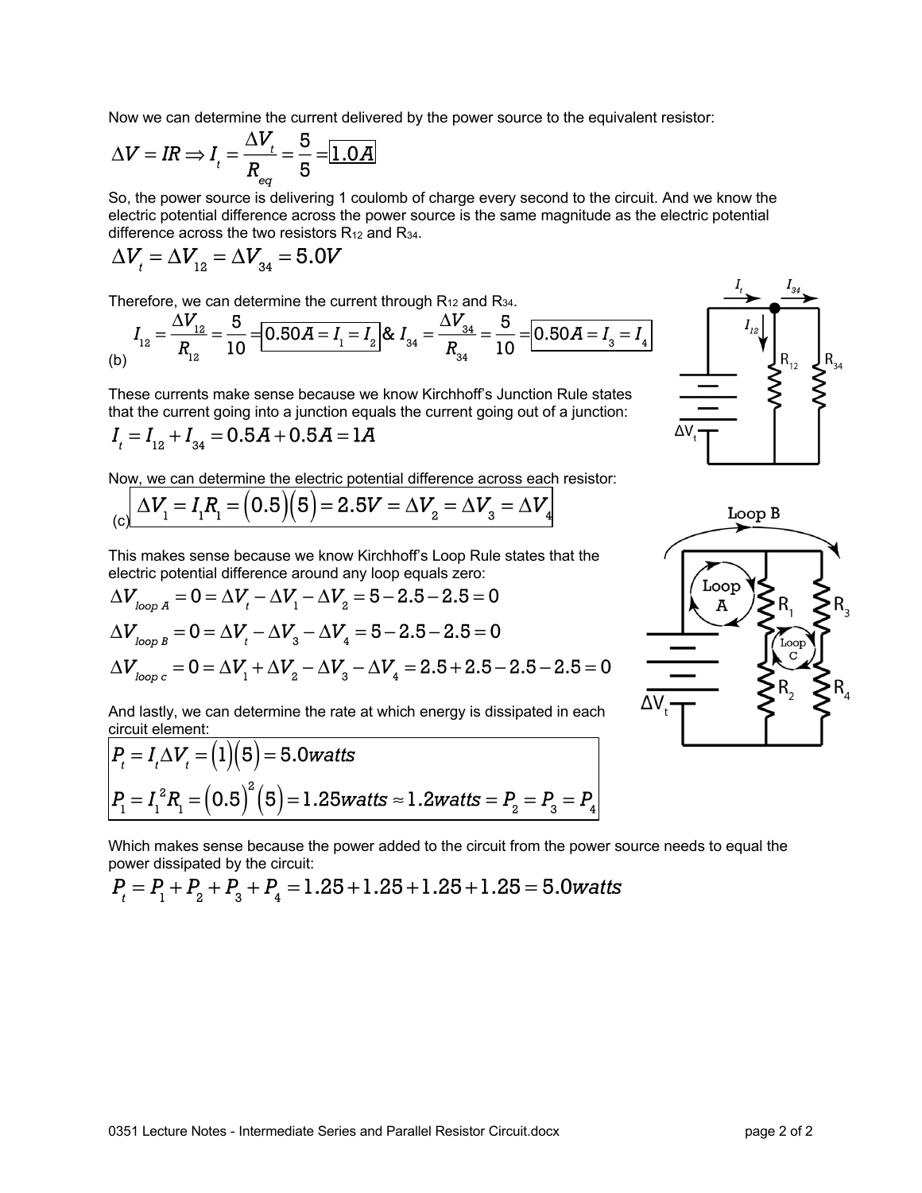Now we can determine the current delivered by the power source to the equivalent resistor:

$$\Delta V = IR \Rightarrow I_t = \frac{\Delta V_t}{R_{eq}} = \frac{5}{5} = \boxed{1.0A}$$

So, the power source is delivering 1 coulomb of charge every second to the circuit. And we know the electric potential difference across the power source is the same magnitude as the electric potential difference across the two resistors $R_{12}$ and $R_{34}$.

$$\Delta V_t = \Delta V_{12} = \Delta V_{34} = 5.0V$$

Therefore, we can determine the current through $R_{12}$ and $R_{34}$.

(b)

$$I_{12} = \frac{\Delta V_{12}}{R_{12}} = \frac{5}{10} = \boxed{0.50A = I_1 = I_2} \;\&\; I_{34} = \frac{\Delta V_{34}}{R_{34}} = \frac{5}{10} = \boxed{0.50A = I_3 = I_4}$$

These currents make sense because we know Kirchhoff's Junction Rule states that the current going into a junction equals the current going out of a junction:

$$I_t = I_{12} + I_{34} = 0.5A + 0.5A = 1A$$

Now, we can determine the electric potential difference across each resistor:

(c)

$$\boxed{\Delta V_1 = I_1 R_1 = (0.5)(5) = 2.5V = \Delta V_2 = \Delta V_3 = \Delta V_4}$$

This makes sense because we know Kirchhoff's Loop Rule states that the electric potential difference around any loop equals zero:

$$\Delta V_{loop\,A} = 0 = \Delta V_t - \Delta V_1 - \Delta V_2 = 5 - 2.5 - 2.5 = 0$$

$$\Delta V_{loop\,B} = 0 = \Delta V_t - \Delta V_3 - \Delta V_4 = 5 - 2.5 - 2.5 = 0$$

$$\Delta V_{loop\,c} = 0 = \Delta V_1 + \Delta V_2 - \Delta V_3 - \Delta V_4 = 2.5 + 2.5 - 2.5 - 2.5 = 0$$

And lastly, we can determine the rate at which energy is dissipated in each circuit element:

$$\boxed{\begin{aligned} P_t &= I_t \Delta V_t = (1)(5) = 5.0 watts \\ P_1 &= I_1^2 R_1 = (0.5)^2 (5) = 1.25 watts \approx 1.2 watts = P_2 = P_3 = P_4 \end{aligned}}$$

Which makes sense because the power added to the circuit from the power source needs to equal the power dissipated by the circuit:

$$P_t = P_1 + P_2 + P_3 + P_4 = 1.25 + 1.25 + 1.25 + 1.25 = 5.0 watts$$